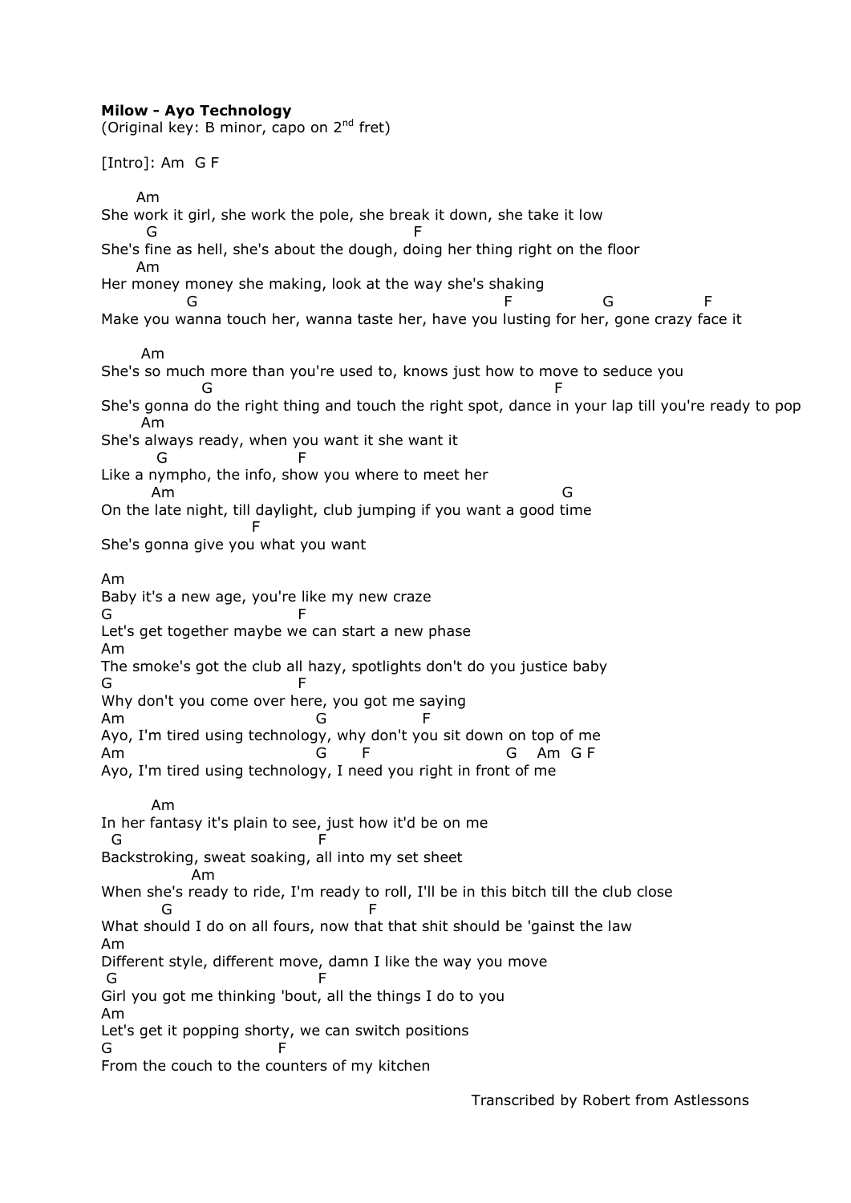**Milow - Ayo Technology**
(Original key: B minor, capo on 2nd fret)

[Intro]: Am G F

```
      Am
She work it girl, she work the pole, she break it down, she take it low
        G                                         F
She's fine as hell, she's about the dough, doing her thing right on the floor
      Am
Her money money she making, look at the way she's shaking
             G                                                 F              G              F
Make you wanna touch her, wanna taste her, have you lusting for her, gone crazy face it

       Am
She's so much more than you're used to, knows just how to move to seduce you
                 G                                                        F
She's gonna do the right thing and touch the right spot, dance in your lap till you're ready to pop
       Am
She's always ready, when you want it she want it
         G                      F
Like a nympho, the info, show you where to meet her
         Am                                                          G
On the late night, till daylight, club jumping if you want a good time
                          F
She's gonna give you what you want

Am
Baby it's a new age, you're like my new craze
G                                F
Let's get together maybe we can start a new phase
Am
The smoke's got the club all hazy, spotlights don't do you justice baby
G                                F
Why don't you come over here, you got me saying
Am                                 G               F
Ayo, I'm tired using technology, why don't you sit down on top of me
Am                                 G       F                       G    Am  G F
Ayo, I'm tired using technology, I need you right in front of me

         Am
In her fantasy it's plain to see, just how it'd be on me
  G                               F
Backstroking, sweat soaking, all into my set sheet
                Am
When she's ready to ride, I'm ready to roll, I'll be in this bitch till the club close
          G                                F
What should I do on all fours, now that that shit should be 'gainst the law
Am
Different style, different move, damn I like the way you move
 G                                F
Girl you got me thinking 'bout, all the things I do to you
Am
Let's get it popping shorty, we can switch positions
G                            F
From the couch to the counters of my kitchen
```

Transcribed by Robert from Astlessons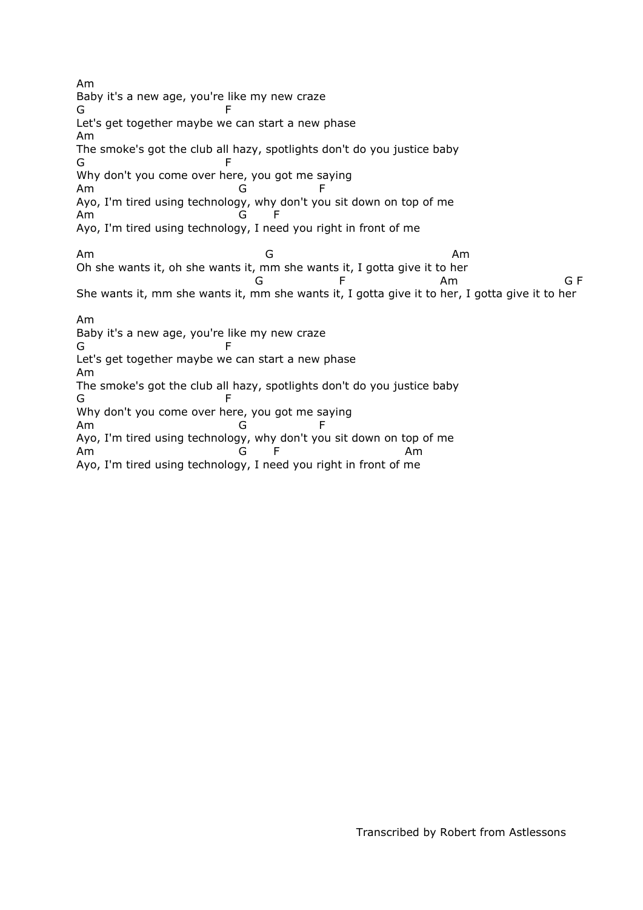```
Am
Baby it's a new age, you're like my new craze
G                           F
Let's get together maybe we can start a new phase
Am
The smoke's got the club all hazy, spotlights don't do you justice baby
G                           F
Why don't you come over here, you got me saying
Am                          G          F
Ayo, I'm tired using technology, why don't you sit down on top of me
Am                          G      F
Ayo, I'm tired using technology, I need you right in front of me

Am                                G                                   Am
Oh she wants it, oh she wants it, mm she wants it, I gotta give it to her
                               G                F                   Am                   G F
She wants it, mm she wants it, mm she wants it, I gotta give it to her, I gotta give it to her

Am
Baby it's a new age, you're like my new craze
G                           F
Let's get together maybe we can start a new phase
Am
The smoke's got the club all hazy, spotlights don't do you justice baby
G                           F
Why don't you come over here, you got me saying
Am                          G          F
Ayo, I'm tired using technology, why don't you sit down on top of me
Am                          G      F                        Am
Ayo, I'm tired using technology, I need you right in front of me
```

Transcribed by Robert from Astlessons